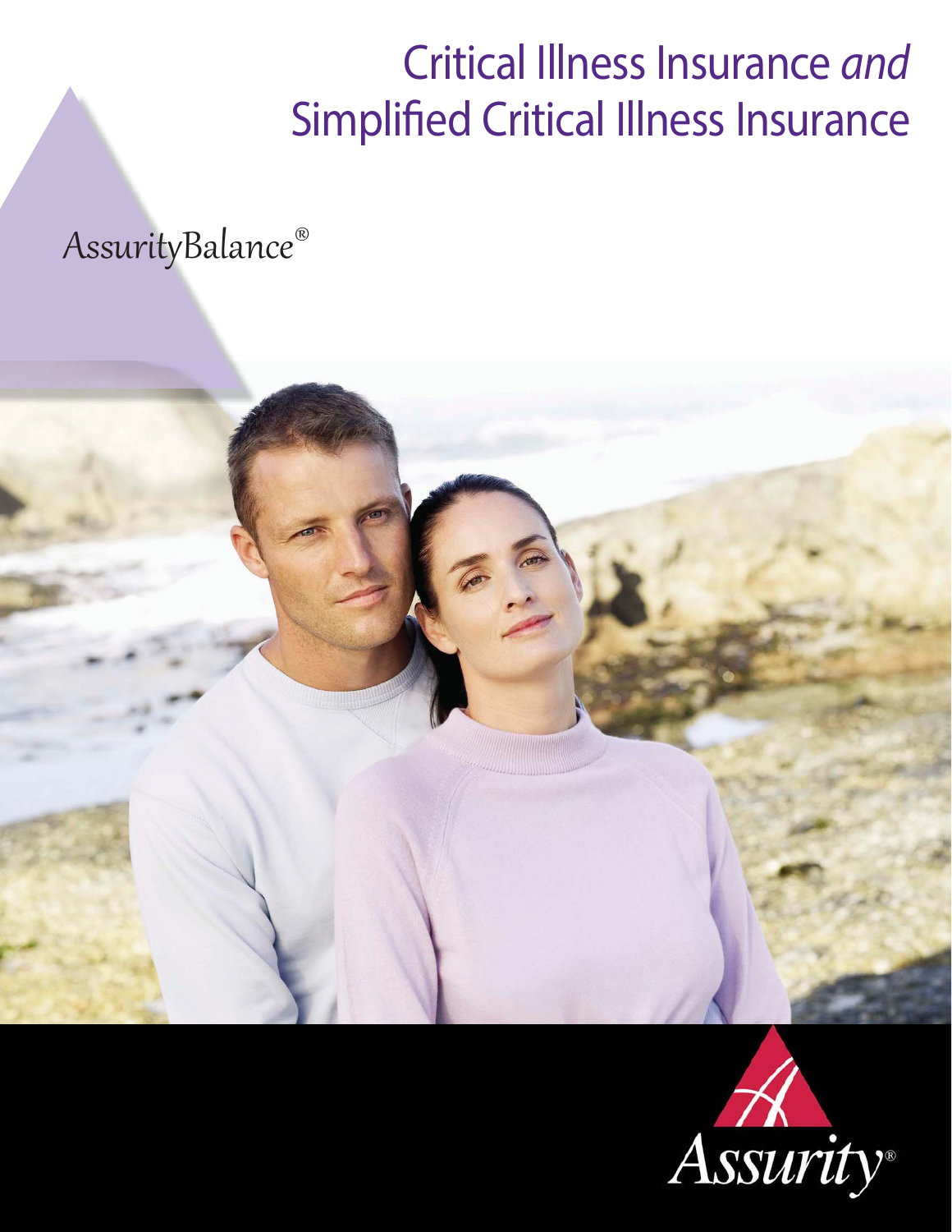# Critical Illness Insurance *and* Simplified Critical Illness Insurance

AssurityBalance®

Assurity®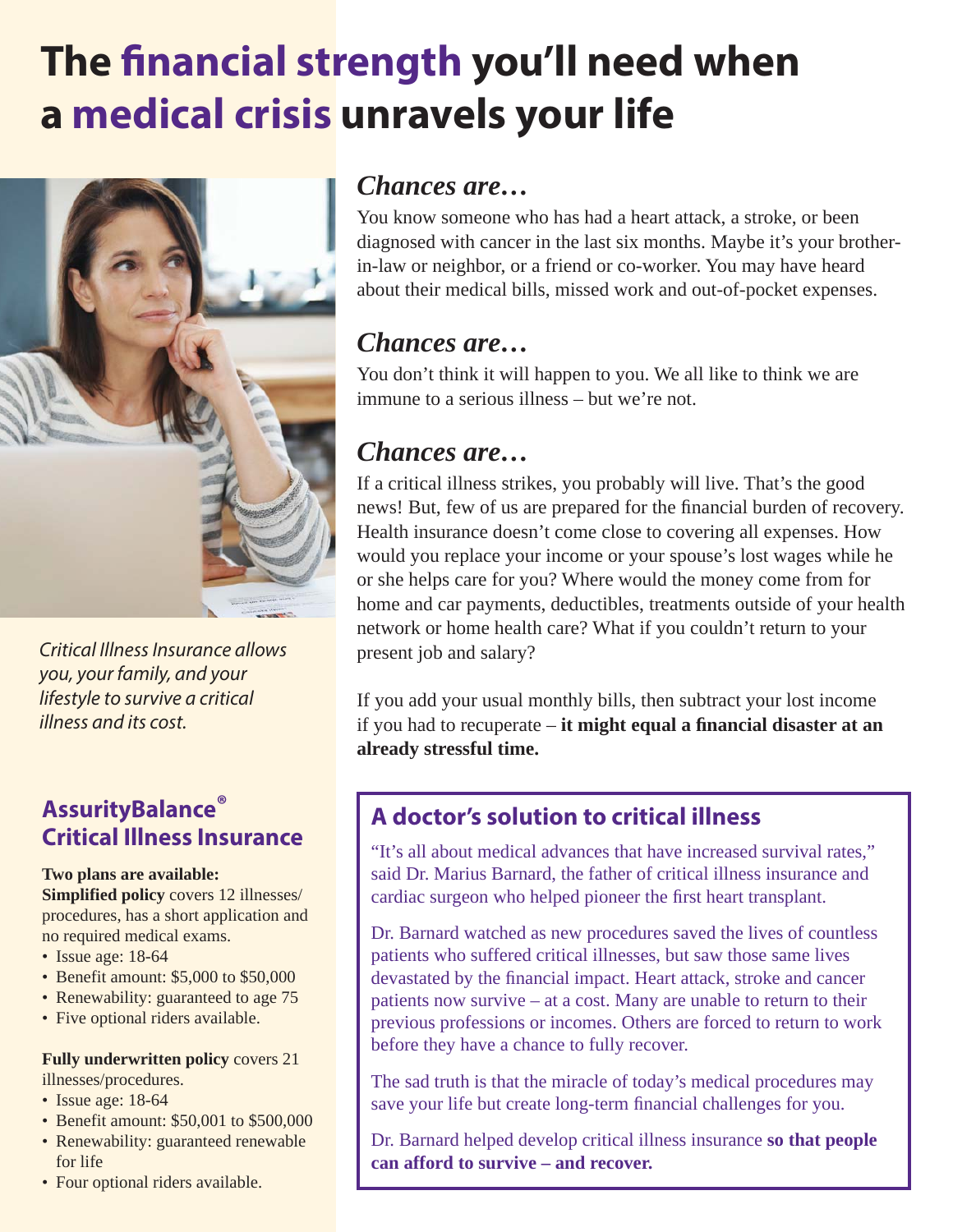# The financial strength you'll need when a medical crisis unravels your life

*Critical Illness Insurance allows you, your family, and your lifestyle to survive a critical illness and its cost.*

## AssurityBalance® Critical Illness Insurance

**Two plans are available:**

**Simplified policy** covers 12 illnesses/procedures, has a short application and no required medical exams.

- Issue age: 18-64
- Benefit amount: $5,000 to $50,000
- Renewability: guaranteed to age 75
- Five optional riders available.

**Fully underwritten policy** covers 21 illnesses/procedures.

- Issue age: 18-64
- Benefit amount: $50,001 to $500,000
- Renewability: guaranteed renewable for life
- Four optional riders available.

## *Chances are…*

You know someone who has had a heart attack, a stroke, or been diagnosed with cancer in the last six months. Maybe it's your brother-in-law or neighbor, or a friend or co-worker. You may have heard about their medical bills, missed work and out-of-pocket expenses.

## *Chances are…*

You don't think it will happen to you. We all like to think we are immune to a serious illness – but we're not.

## *Chances are…*

If a critical illness strikes, you probably will live. That's the good news! But, few of us are prepared for the financial burden of recovery. Health insurance doesn't come close to covering all expenses. How would you replace your income or your spouse's lost wages while he or she helps care for you? Where would the money come from for home and car payments, deductibles, treatments outside of your health network or home health care? What if you couldn't return to your present job and salary?

If you add your usual monthly bills, then subtract your lost income if you had to recuperate – **it might equal a financial disaster at an already stressful time.**

## A doctor's solution to critical illness

"It's all about medical advances that have increased survival rates," said Dr. Marius Barnard, the father of critical illness insurance and cardiac surgeon who helped pioneer the first heart transplant.

Dr. Barnard watched as new procedures saved the lives of countless patients who suffered critical illnesses, but saw those same lives devastated by the financial impact. Heart attack, stroke and cancer patients now survive – at a cost. Many are unable to return to their previous professions or incomes. Others are forced to return to work before they have a chance to fully recover.

The sad truth is that the miracle of today's medical procedures may save your life but create long-term financial challenges for you.

Dr. Barnard helped develop critical illness insurance **so that people can afford to survive – and recover.**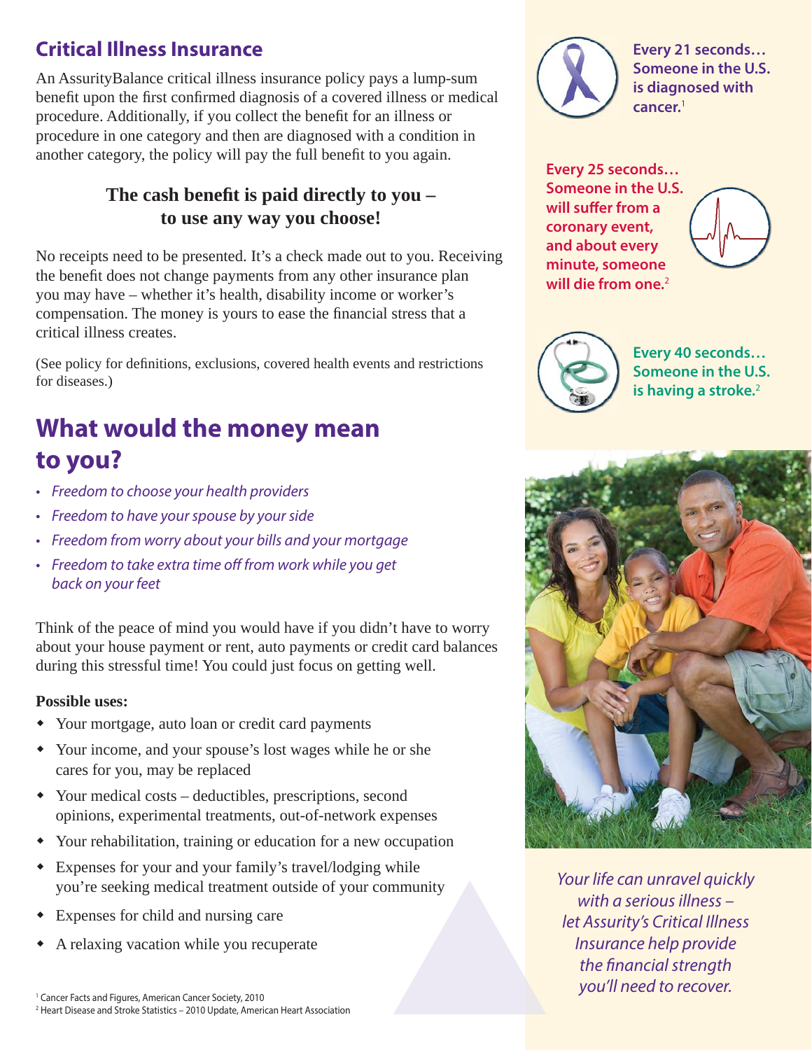## Critical Illness Insurance

An AssurityBalance critical illness insurance policy pays a lump-sum benefit upon the first confirmed diagnosis of a covered illness or medical procedure. Additionally, if you collect the benefit for an illness or procedure in one category and then are diagnosed with a condition in another category, the policy will pay the full benefit to you again.

**The cash benefit is paid directly to you – to use any way you choose!**

No receipts need to be presented. It's a check made out to you. Receiving the benefit does not change payments from any other insurance plan you may have – whether it's health, disability income or worker's compensation. The money is yours to ease the financial stress that a critical illness creates.

(See policy for definitions, exclusions, covered health events and restrictions for diseases.)

# What would the money mean to you?

- *Freedom to choose your health providers*
- *Freedom to have your spouse by your side*
- *Freedom from worry about your bills and your mortgage*
- *Freedom to take extra time off from work while you get back on your feet*

Think of the peace of mind you would have if you didn't have to worry about your house payment or rent, auto payments or credit card balances during this stressful time! You could just focus on getting well.

**Possible uses:**

- Your mortgage, auto loan or credit card payments
- Your income, and your spouse's lost wages while he or she cares for you, may be replaced
- Your medical costs – deductibles, prescriptions, second opinions, experimental treatments, out-of-network expenses
- Your rehabilitation, training or education for a new occupation
- Expenses for your and your family's travel/lodging while you're seeking medical treatment outside of your community
- Expenses for child and nursing care
- A relaxing vacation while you recuperate

**Every 21 seconds… Someone in the U.S. is diagnosed with cancer.**[1]

**Every 25 seconds… Someone in the U.S. will suffer from a coronary event, and about every minute, someone will die from one.**[2]

**Every 40 seconds… Someone in the U.S. is having a stroke.**[2]

*Your life can unravel quickly with a serious illness – let Assurity's Critical Illness Insurance help provide the financial strength you'll need to recover.*

[1] Cancer Facts and Figures, American Cancer Society, 2010
[2] Heart Disease and Stroke Statistics – 2010 Update, American Heart Association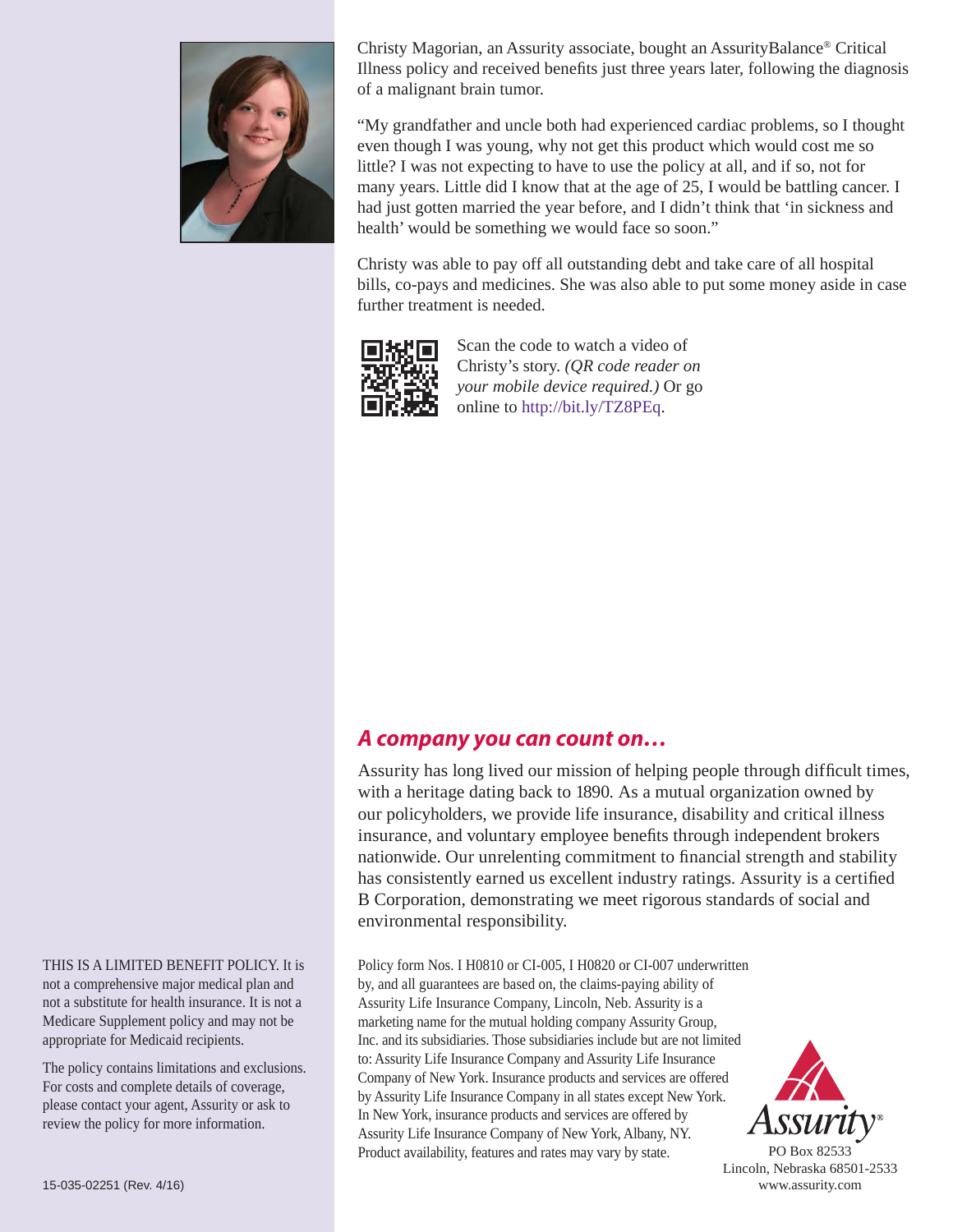Christy Magorian, an Assurity associate, bought an AssurityBalance® Critical Illness policy and received benefits just three years later, following the diagnosis of a malignant brain tumor.

"My grandfather and uncle both had experienced cardiac problems, so I thought even though I was young, why not get this product which would cost me so little? I was not expecting to have to use the policy at all, and if so, not for many years. Little did I know that at the age of 25, I would be battling cancer. I had just gotten married the year before, and I didn't think that 'in sickness and health' would be something we would face so soon."

Christy was able to pay off all outstanding debt and take care of all hospital bills, co-pays and medicines. She was also able to put some money aside in case further treatment is needed.

Scan the code to watch a video of Christy's story. *(QR code reader on your mobile device required.)* Or go online to http://bit.ly/TZ8PEq.

## *A company you can count on…*

Assurity has long lived our mission of helping people through difficult times, with a heritage dating back to 1890. As a mutual organization owned by our policyholders, we provide life insurance, disability and critical illness insurance, and voluntary employee benefits through independent brokers nationwide. Our unrelenting commitment to financial strength and stability has consistently earned us excellent industry ratings. Assurity is a certified B Corporation, demonstrating we meet rigorous standards of social and environmental responsibility.

THIS IS A LIMITED BENEFIT POLICY. It is not a comprehensive major medical plan and not a substitute for health insurance. It is not a Medicare Supplement policy and may not be appropriate for Medicaid recipients.

The policy contains limitations and exclusions. For costs and complete details of coverage, please contact your agent, Assurity or ask to review the policy for more information.

Policy form Nos. I H0810 or CI-005, I H0820 or CI-007 underwritten by, and all guarantees are based on, the claims-paying ability of Assurity Life Insurance Company, Lincoln, Neb. Assurity is a marketing name for the mutual holding company Assurity Group, Inc. and its subsidiaries. Those subsidiaries include but are not limited to: Assurity Life Insurance Company and Assurity Life Insurance Company of New York. Insurance products and services are offered by Assurity Life Insurance Company in all states except New York. In New York, insurance products and services are offered by Assurity Life Insurance Company of New York, Albany, NY. Product availability, features and rates may vary by state.

Assurity®

PO Box 82533
Lincoln, Nebraska 68501-2533
www.assurity.com

15-035-02251 (Rev. 4/16)